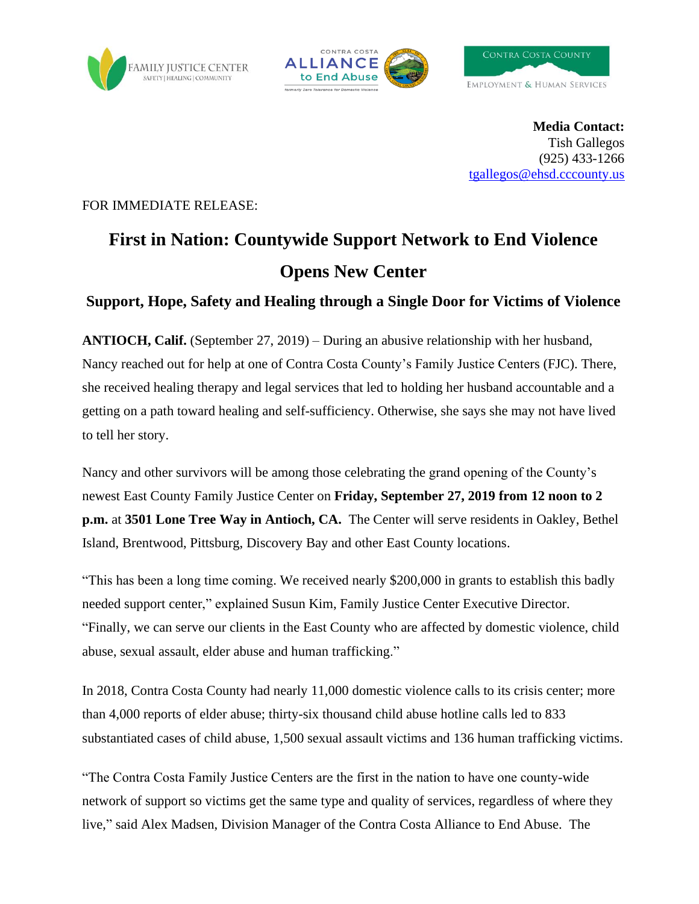**Media Contact:**
Tish Gallegos
(925) 433-1266
tgallegos@ehsd.cccounty.us

FOR IMMEDIATE RELEASE:

# First in Nation: Countywide Support Network to End Violence Opens New Center

## Support, Hope, Safety and Healing through a Single Door for Victims of Violence

**ANTIOCH, Calif.** (September 27, 2019) – During an abusive relationship with her husband, Nancy reached out for help at one of Contra Costa County's Family Justice Centers (FJC). There, she received healing therapy and legal services that led to holding her husband accountable and a getting on a path toward healing and self-sufficiency. Otherwise, she says she may not have lived to tell her story.

Nancy and other survivors will be among those celebrating the grand opening of the County's newest East County Family Justice Center on **Friday, September 27, 2019 from 12 noon to 2 p.m.** at **3501 Lone Tree Way in Antioch, CA.** The Center will serve residents in Oakley, Bethel Island, Brentwood, Pittsburg, Discovery Bay and other East County locations.

"This has been a long time coming. We received nearly $200,000 in grants to establish this badly needed support center," explained Susun Kim, Family Justice Center Executive Director. "Finally, we can serve our clients in the East County who are affected by domestic violence, child abuse, sexual assault, elder abuse and human trafficking."

In 2018, Contra Costa County had nearly 11,000 domestic violence calls to its crisis center; more than 4,000 reports of elder abuse; thirty-six thousand child abuse hotline calls led to 833 substantiated cases of child abuse, 1,500 sexual assault victims and 136 human trafficking victims.

"The Contra Costa Family Justice Centers are the first in the nation to have one county-wide network of support so victims get the same type and quality of services, regardless of where they live," said Alex Madsen, Division Manager of the Contra Costa Alliance to End Abuse. The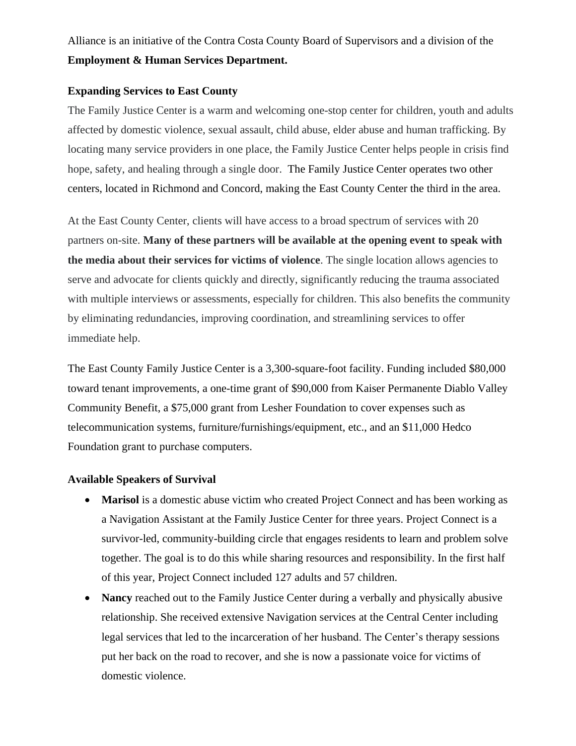Alliance is an initiative of the Contra Costa County Board of Supervisors and a division of the **Employment & Human Services Department.**

**Expanding Services to East County**

The Family Justice Center is a warm and welcoming one-stop center for children, youth and adults affected by domestic violence, sexual assault, child abuse, elder abuse and human trafficking. By locating many service providers in one place, the Family Justice Center helps people in crisis find hope, safety, and healing through a single door. The Family Justice Center operates two other centers, located in Richmond and Concord, making the East County Center the third in the area.

At the East County Center, clients will have access to a broad spectrum of services with 20 partners on-site. **Many of these partners will be available at the opening event to speak with the media about their services for victims of violence**. The single location allows agencies to serve and advocate for clients quickly and directly, significantly reducing the trauma associated with multiple interviews or assessments, especially for children. This also benefits the community by eliminating redundancies, improving coordination, and streamlining services to offer immediate help.

The East County Family Justice Center is a 3,300-square-foot facility. Funding included $80,000 toward tenant improvements, a one-time grant of $90,000 from Kaiser Permanente Diablo Valley Community Benefit, a $75,000 grant from Lesher Foundation to cover expenses such as telecommunication systems, furniture/furnishings/equipment, etc., and an $11,000 Hedco Foundation grant to purchase computers.

**Available Speakers of Survival**

- **Marisol** is a domestic abuse victim who created Project Connect and has been working as a Navigation Assistant at the Family Justice Center for three years. Project Connect is a survivor-led, community-building circle that engages residents to learn and problem solve together. The goal is to do this while sharing resources and responsibility. In the first half of this year, Project Connect included 127 adults and 57 children.
- **Nancy** reached out to the Family Justice Center during a verbally and physically abusive relationship. She received extensive Navigation services at the Central Center including legal services that led to the incarceration of her husband. The Center's therapy sessions put her back on the road to recover, and she is now a passionate voice for victims of domestic violence.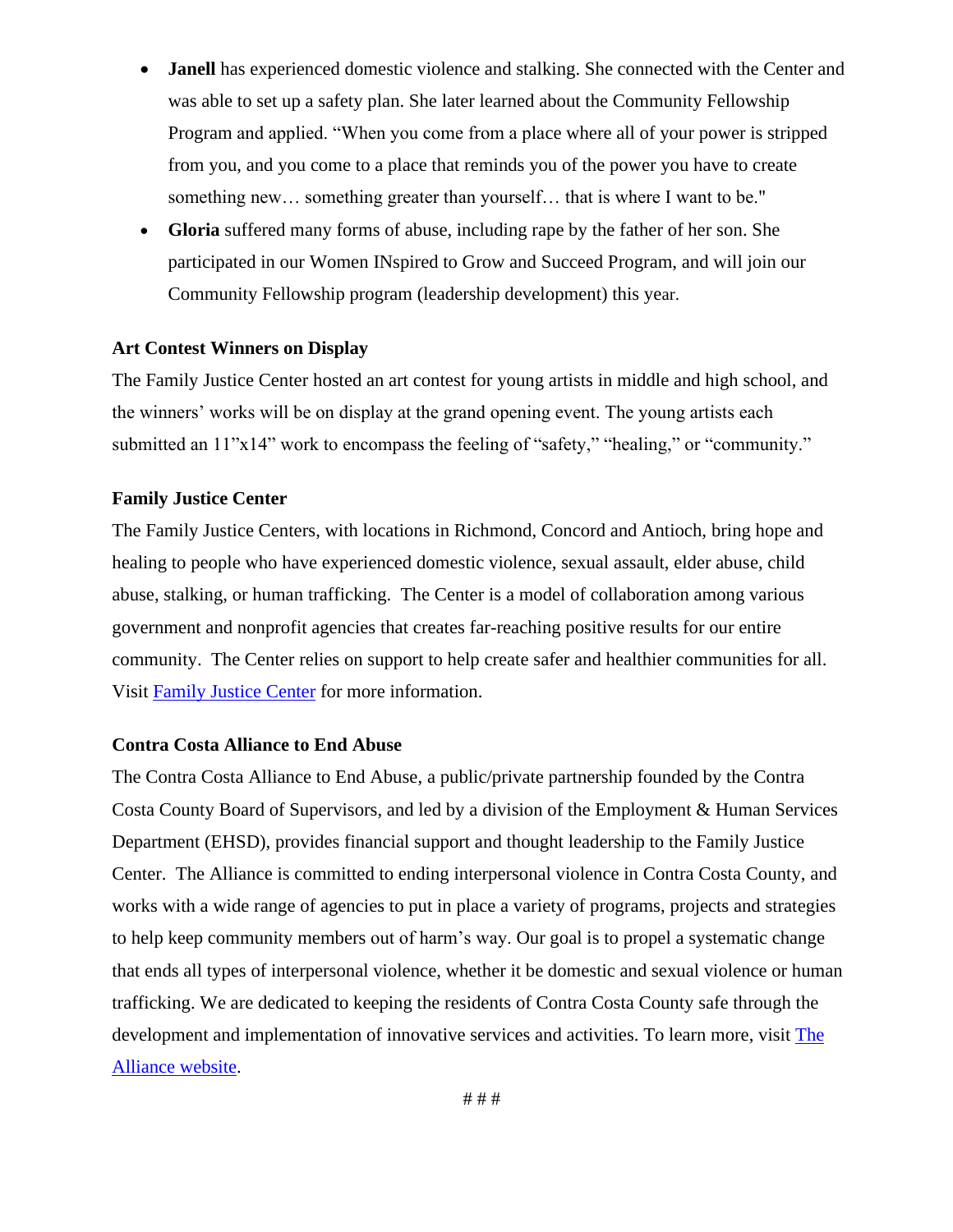- **Janell** has experienced domestic violence and stalking. She connected with the Center and was able to set up a safety plan. She later learned about the Community Fellowship Program and applied. "When you come from a place where all of your power is stripped from you, and you come to a place that reminds you of the power you have to create something new… something greater than yourself… that is where I want to be."
- **Gloria** suffered many forms of abuse, including rape by the father of her son. She participated in our Women INspired to Grow and Succeed Program, and will join our Community Fellowship program (leadership development) this year.

**Art Contest Winners on Display**

The Family Justice Center hosted an art contest for young artists in middle and high school, and the winners' works will be on display at the grand opening event. The young artists each submitted an 11"x14" work to encompass the feeling of "safety," "healing," or "community."

**Family Justice Center**

The Family Justice Centers, with locations in Richmond, Concord and Antioch, bring hope and healing to people who have experienced domestic violence, sexual assault, elder abuse, child abuse, stalking, or human trafficking. The Center is a model of collaboration among various government and nonprofit agencies that creates far-reaching positive results for our entire community. The Center relies on support to help create safer and healthier communities for all. Visit Family Justice Center for more information.

**Contra Costa Alliance to End Abuse**

The Contra Costa Alliance to End Abuse, a public/private partnership founded by the Contra Costa County Board of Supervisors, and led by a division of the Employment & Human Services Department (EHSD), provides financial support and thought leadership to the Family Justice Center. The Alliance is committed to ending interpersonal violence in Contra Costa County, and works with a wide range of agencies to put in place a variety of programs, projects and strategies to help keep community members out of harm's way. Our goal is to propel a systematic change that ends all types of interpersonal violence, whether it be domestic and sexual violence or human trafficking. We are dedicated to keeping the residents of Contra Costa County safe through the development and implementation of innovative services and activities. To learn more, visit The Alliance website.

# # #